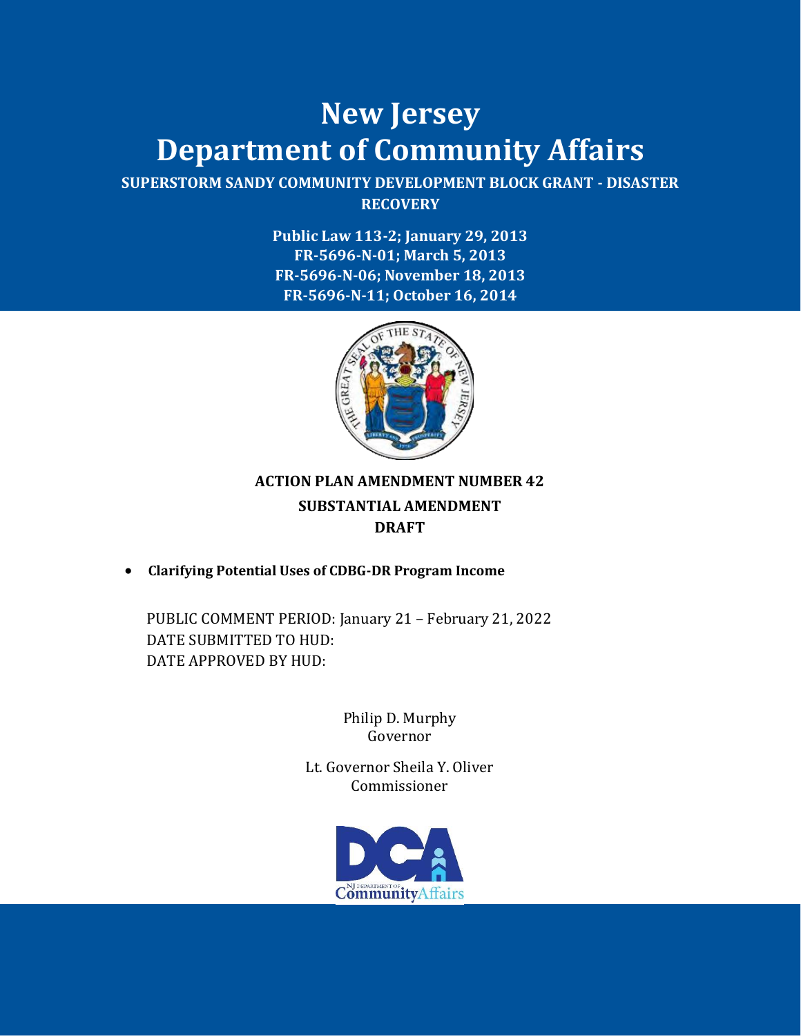# New Jersey
# Department of Community Affairs

**SUPERSTORM SANDY COMMUNITY DEVELOPMENT BLOCK GRANT - DISASTER RECOVERY**

**Public Law 113-2; January 29, 2013**
**FR-5696-N-01; March 5, 2013**
**FR-5696-N-06; November 18, 2013**
**FR-5696-N-11; October 16, 2014**

**ACTION PLAN AMENDMENT NUMBER 42**
**SUBSTANTIAL AMENDMENT**
**DRAFT**

- **Clarifying Potential Uses of CDBG-DR Program Income**

PUBLIC COMMENT PERIOD: January 21 – February 21, 2022
DATE SUBMITTED TO HUD:
DATE APPROVED BY HUD:

Philip D. Murphy
Governor

Lt. Governor Sheila Y. Oliver
Commissioner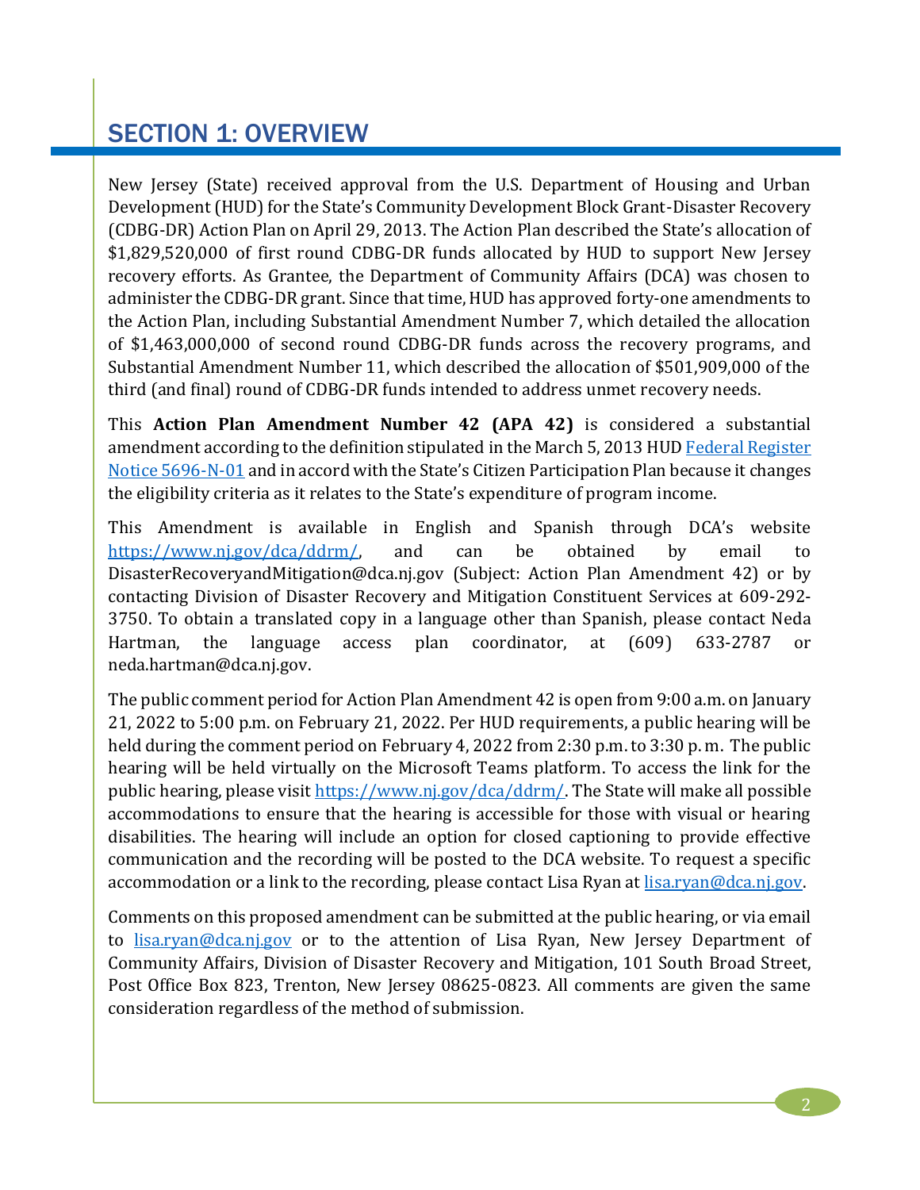## SECTION 1: OVERVIEW

New Jersey (State) received approval from the U.S. Department of Housing and Urban Development (HUD) for the State's Community Development Block Grant-Disaster Recovery (CDBG-DR) Action Plan on April 29, 2013. The Action Plan described the State's allocation of $1,829,520,000 of first round CDBG-DR funds allocated by HUD to support New Jersey recovery efforts. As Grantee, the Department of Community Affairs (DCA) was chosen to administer the CDBG-DR grant. Since that time, HUD has approved forty-one amendments to the Action Plan, including Substantial Amendment Number 7, which detailed the allocation of $1,463,000,000 of second round CDBG-DR funds across the recovery programs, and Substantial Amendment Number 11, which described the allocation of $501,909,000 of the third (and final) round of CDBG-DR funds intended to address unmet recovery needs.

This **Action Plan Amendment Number 42 (APA 42)** is considered a substantial amendment according to the definition stipulated in the March 5, 2013 HUD [Federal Register Notice 5696-N-01](#) and in accord with the State's Citizen Participation Plan because it changes the eligibility criteria as it relates to the State's expenditure of program income.

This Amendment is available in English and Spanish through DCA's website [https://www.nj.gov/dca/ddrm/](https://www.nj.gov/dca/ddrm/), and can be obtained by email to DisasterRecoveryandMitigation@dca.nj.gov (Subject: Action Plan Amendment 42) or by contacting Division of Disaster Recovery and Mitigation Constituent Services at 609-292-3750. To obtain a translated copy in a language other than Spanish, please contact Neda Hartman, the language access plan coordinator, at (609) 633-2787 or neda.hartman@dca.nj.gov.

The public comment period for Action Plan Amendment 42 is open from 9:00 a.m. on January 21, 2022 to 5:00 p.m. on February 21, 2022. Per HUD requirements, a public hearing will be held during the comment period on February 4, 2022 from 2:30 p.m. to 3:30 p. m. The public hearing will be held virtually on the Microsoft Teams platform. To access the link for the public hearing, please visit [https://www.nj.gov/dca/ddrm/](https://www.nj.gov/dca/ddrm/). The State will make all possible accommodations to ensure that the hearing is accessible for those with visual or hearing disabilities. The hearing will include an option for closed captioning to provide effective communication and the recording will be posted to the DCA website. To request a specific accommodation or a link to the recording, please contact Lisa Ryan at [lisa.ryan@dca.nj.gov](mailto:lisa.ryan@dca.nj.gov).

Comments on this proposed amendment can be submitted at the public hearing, or via email to [lisa.ryan@dca.nj.gov](mailto:lisa.ryan@dca.nj.gov) or to the attention of Lisa Ryan, New Jersey Department of Community Affairs, Division of Disaster Recovery and Mitigation, 101 South Broad Street, Post Office Box 823, Trenton, New Jersey 08625-0823. All comments are given the same consideration regardless of the method of submission.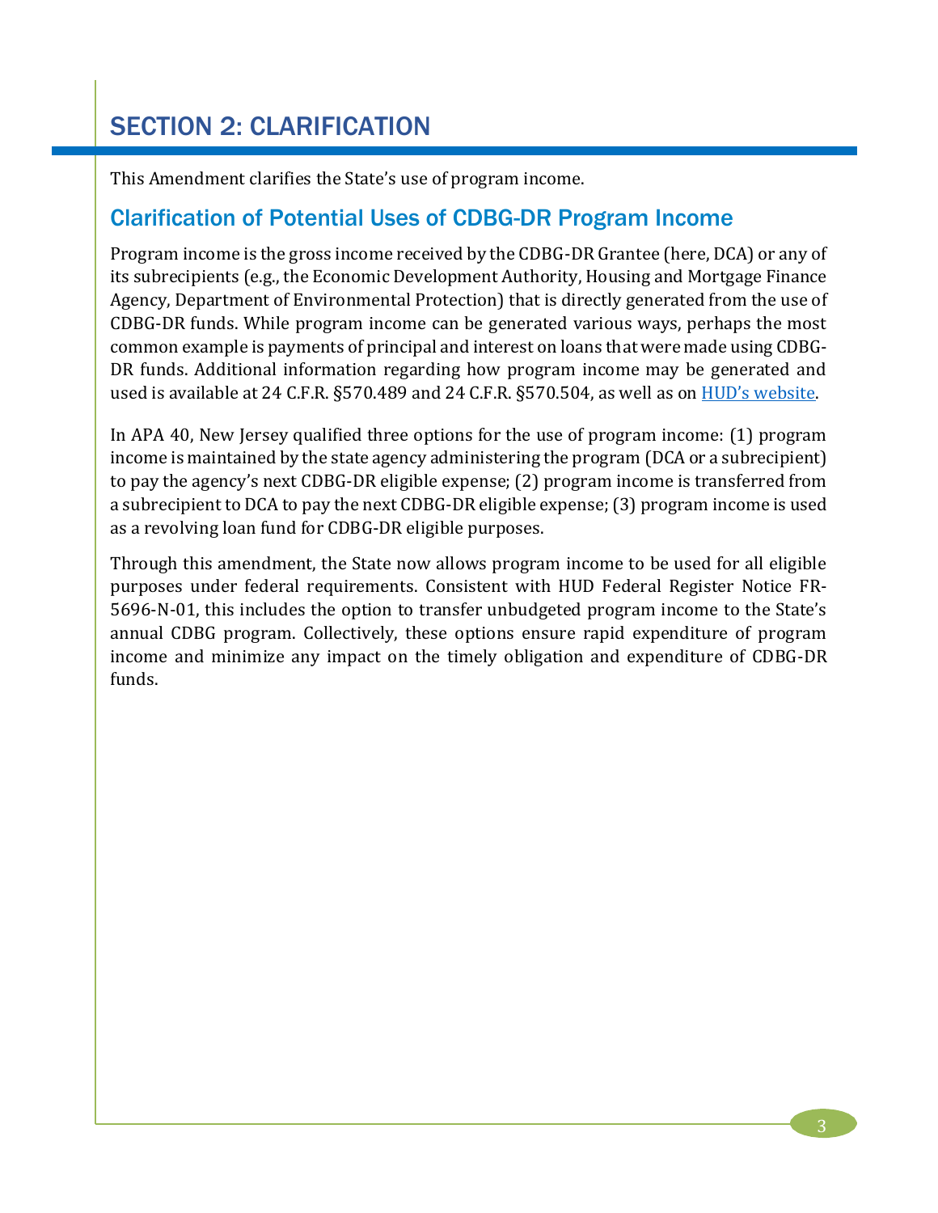# SECTION 2: CLARIFICATION

This Amendment clarifies the State's use of program income.

## Clarification of Potential Uses of CDBG-DR Program Income

Program income is the gross income received by the CDBG-DR Grantee (here, DCA) or any of its subrecipients (e.g., the Economic Development Authority, Housing and Mortgage Finance Agency, Department of Environmental Protection) that is directly generated from the use of CDBG-DR funds. While program income can be generated various ways, perhaps the most common example is payments of principal and interest on loans that were made using CDBG-DR funds. Additional information regarding how program income may be generated and used is available at 24 C.F.R. §570.489 and 24 C.F.R. §570.504, as well as on HUD's website.

In APA 40, New Jersey qualified three options for the use of program income: (1) program income is maintained by the state agency administering the program (DCA or a subrecipient) to pay the agency's next CDBG-DR eligible expense; (2) program income is transferred from a subrecipient to DCA to pay the next CDBG-DR eligible expense; (3) program income is used as a revolving loan fund for CDBG-DR eligible purposes.

Through this amendment, the State now allows program income to be used for all eligible purposes under federal requirements. Consistent with HUD Federal Register Notice FR-5696-N-01, this includes the option to transfer unbudgeted program income to the State's annual CDBG program. Collectively, these options ensure rapid expenditure of program income and minimize any impact on the timely obligation and expenditure of CDBG-DR funds.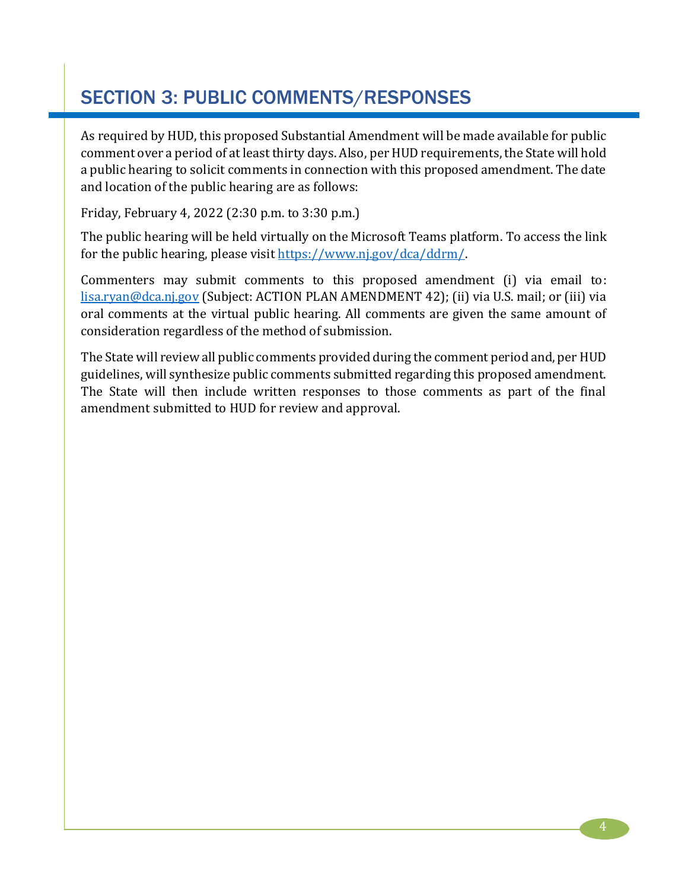# SECTION 3: PUBLIC COMMENTS/RESPONSES

As required by HUD, this proposed Substantial Amendment will be made available for public comment over a period of at least thirty days. Also, per HUD requirements, the State will hold a public hearing to solicit comments in connection with this proposed amendment. The date and location of the public hearing are as follows:

Friday, February 4, 2022 (2:30 p.m. to 3:30 p.m.)

The public hearing will be held virtually on the Microsoft Teams platform. To access the link for the public hearing, please visit https://www.nj.gov/dca/ddrm/.

Commenters may submit comments to this proposed amendment (i) via email to: lisa.ryan@dca.nj.gov (Subject: ACTION PLAN AMENDMENT 42); (ii) via U.S. mail; or (iii) via oral comments at the virtual public hearing. All comments are given the same amount of consideration regardless of the method of submission.

The State will review all public comments provided during the comment period and, per HUD guidelines, will synthesize public comments submitted regarding this proposed amendment. The State will then include written responses to those comments as part of the final amendment submitted to HUD for review and approval.